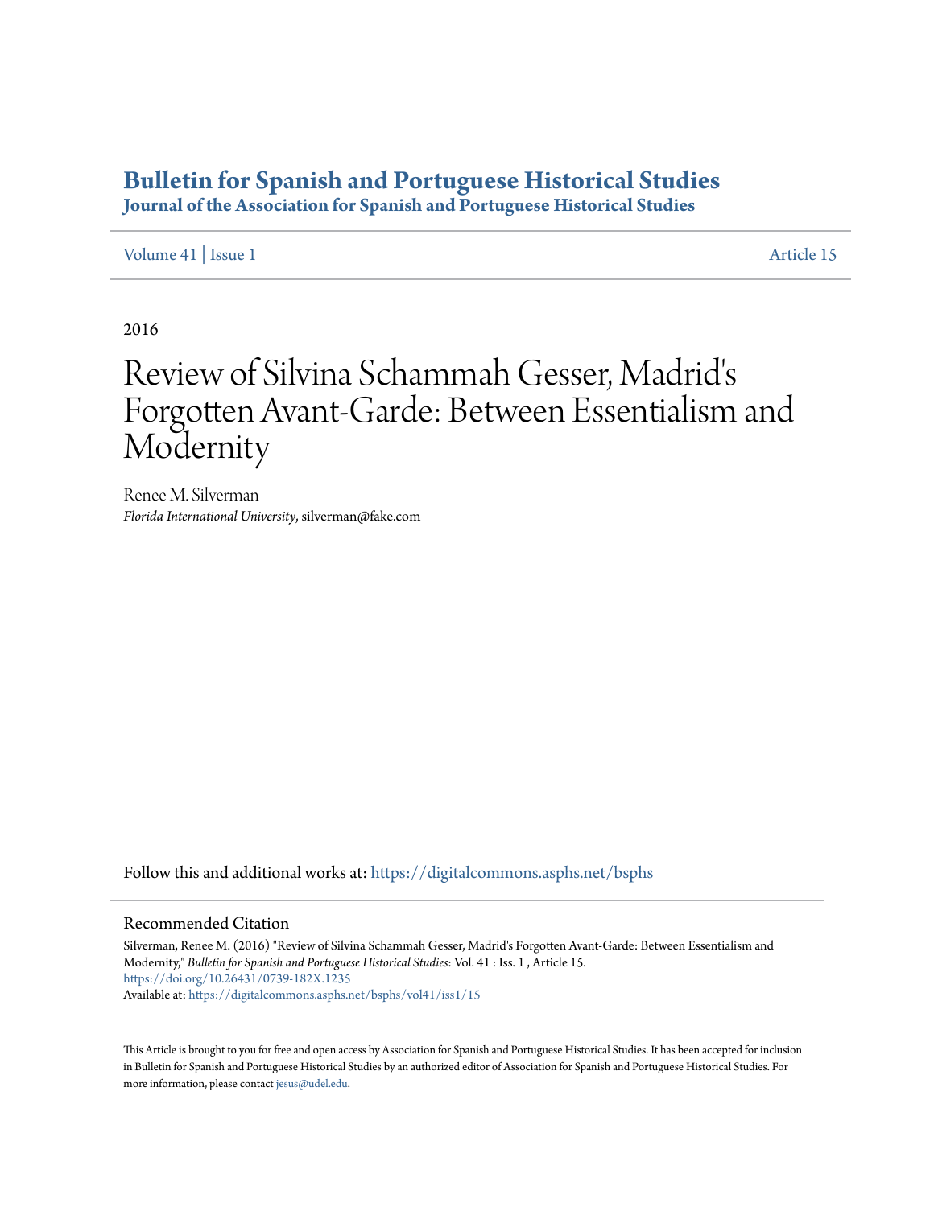# Bulletin for Spanish and Portuguese Historical Studies

## Journal of the Association for Spanish and Portuguese Historical Studies

Volume 41 | Issue 1 | Article 15

2016

# Review of Silvina Schammah Gesser, Madrid's Forgotten Avant-Garde: Between Essentialism and Modernity

Renee M. Silverman
*Florida International University*, silverman@fake.com

Follow this and additional works at: https://digitalcommons.asphs.net/bsphs

## Recommended Citation

Silverman, Renee M. (2016) "Review of Silvina Schammah Gesser, Madrid's Forgotten Avant-Garde: Between Essentialism and Modernity," *Bulletin for Spanish and Portuguese Historical Studies*: Vol. 41 : Iss. 1 , Article 15.
https://doi.org/10.26431/0739-182X.1235
Available at: https://digitalcommons.asphs.net/bsphs/vol41/iss1/15

This Article is brought to you for free and open access by Association for Spanish and Portuguese Historical Studies. It has been accepted for inclusion in Bulletin for Spanish and Portuguese Historical Studies by an authorized editor of Association for Spanish and Portuguese Historical Studies. For more information, please contact jesus@udel.edu.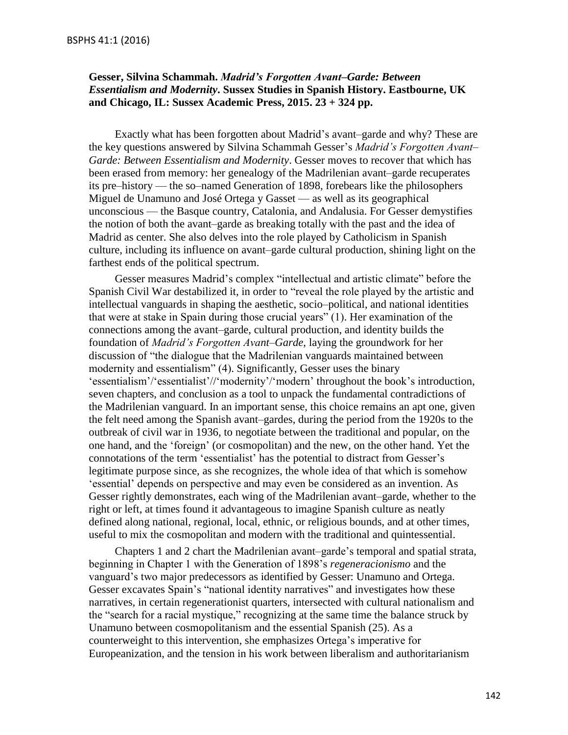**Gesser, Silvina Schammah. *Madrid's Forgotten Avant–Garde: Between Essentialism and Modernity*. Sussex Studies in Spanish History. Eastbourne, UK and Chicago, IL: Sussex Academic Press, 2015. 23 + 324 pp.**

Exactly what has been forgotten about Madrid's avant–garde and why? These are the key questions answered by Silvina Schammah Gesser's *Madrid's Forgotten Avant–Garde: Between Essentialism and Modernity*. Gesser moves to recover that which has been erased from memory: her genealogy of the Madrilenian avant–garde recuperates its pre–history — the so–named Generation of 1898, forebears like the philosophers Miguel de Unamuno and José Ortega y Gasset — as well as its geographical unconscious — the Basque country, Catalonia, and Andalusia. For Gesser demystifies the notion of both the avant–garde as breaking totally with the past and the idea of Madrid as center. She also delves into the role played by Catholicism in Spanish culture, including its influence on avant–garde cultural production, shining light on the farthest ends of the political spectrum.

Gesser measures Madrid's complex "intellectual and artistic climate" before the Spanish Civil War destabilized it, in order to "reveal the role played by the artistic and intellectual vanguards in shaping the aesthetic, socio–political, and national identities that were at stake in Spain during those crucial years" (1). Her examination of the connections among the avant–garde, cultural production, and identity builds the foundation of *Madrid's Forgotten Avant–Garde*, laying the groundwork for her discussion of "the dialogue that the Madrilenian vanguards maintained between modernity and essentialism" (4). Significantly, Gesser uses the binary 'essentialism'/'essentialist'//'modernity'/'modern' throughout the book's introduction, seven chapters, and conclusion as a tool to unpack the fundamental contradictions of the Madrilenian vanguard. In an important sense, this choice remains an apt one, given the felt need among the Spanish avant–gardes, during the period from the 1920s to the outbreak of civil war in 1936, to negotiate between the traditional and popular, on the one hand, and the 'foreign' (or cosmopolitan) and the new, on the other hand. Yet the connotations of the term 'essentialist' has the potential to distract from Gesser's legitimate purpose since, as she recognizes, the whole idea of that which is somehow 'essential' depends on perspective and may even be considered as an invention. As Gesser rightly demonstrates, each wing of the Madrilenian avant–garde, whether to the right or left, at times found it advantageous to imagine Spanish culture as neatly defined along national, regional, local, ethnic, or religious bounds, and at other times, useful to mix the cosmopolitan and modern with the traditional and quintessential.

Chapters 1 and 2 chart the Madrilenian avant–garde's temporal and spatial strata, beginning in Chapter 1 with the Generation of 1898's *regeneracionismo* and the vanguard's two major predecessors as identified by Gesser: Unamuno and Ortega. Gesser excavates Spain's "national identity narratives" and investigates how these narratives, in certain regenerationist quarters, intersected with cultural nationalism and the "search for a racial mystique," recognizing at the same time the balance struck by Unamuno between cosmopolitanism and the essential Spanish (25). As a counterweight to this intervention, she emphasizes Ortega's imperative for Europeanization, and the tension in his work between liberalism and authoritarianism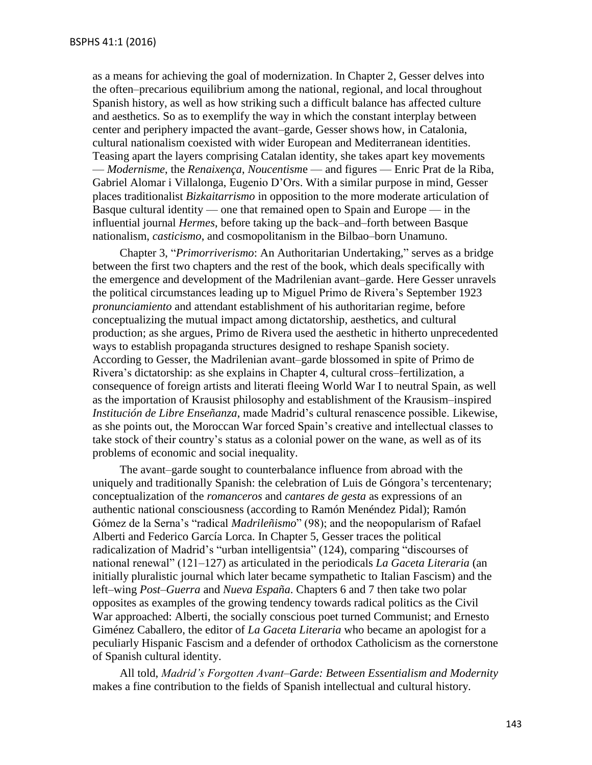as a means for achieving the goal of modernization. In Chapter 2, Gesser delves into the often–precarious equilibrium among the national, regional, and local throughout Spanish history, as well as how striking such a difficult balance has affected culture and aesthetics. So as to exemplify the way in which the constant interplay between center and periphery impacted the avant–garde, Gesser shows how, in Catalonia, cultural nationalism coexisted with wider European and Mediterranean identities. Teasing apart the layers comprising Catalan identity, she takes apart key movements — *Modernisme*, the *Renaixença*, *Noucentisme* — and figures — Enric Prat de la Riba, Gabriel Alomar i Villalonga, Eugenio D'Ors. With a similar purpose in mind, Gesser places traditionalist *Bizkaitarrismo* in opposition to the more moderate articulation of Basque cultural identity — one that remained open to Spain and Europe — in the influential journal *Hermes*, before taking up the back–and–forth between Basque nationalism, *casticismo*, and cosmopolitanism in the Bilbao–born Unamuno.

Chapter 3, "*Primorriverismo*: An Authoritarian Undertaking," serves as a bridge between the first two chapters and the rest of the book, which deals specifically with the emergence and development of the Madrilenian avant–garde. Here Gesser unravels the political circumstances leading up to Miguel Primo de Rivera's September 1923 *pronunciamiento* and attendant establishment of his authoritarian regime, before conceptualizing the mutual impact among dictatorship, aesthetics, and cultural production; as she argues, Primo de Rivera used the aesthetic in hitherto unprecedented ways to establish propaganda structures designed to reshape Spanish society. According to Gesser, the Madrilenian avant–garde blossomed in spite of Primo de Rivera's dictatorship: as she explains in Chapter 4, cultural cross–fertilization, a consequence of foreign artists and literati fleeing World War I to neutral Spain, as well as the importation of Krausist philosophy and establishment of the Krausism–inspired *Institución de Libre Enseñanza*, made Madrid's cultural renascence possible. Likewise, as she points out, the Moroccan War forced Spain's creative and intellectual classes to take stock of their country's status as a colonial power on the wane, as well as of its problems of economic and social inequality.

The avant–garde sought to counterbalance influence from abroad with the uniquely and traditionally Spanish: the celebration of Luis de Góngora's tercentenary; conceptualization of the *romanceros* and *cantares de gesta* as expressions of an authentic national consciousness (according to Ramón Menéndez Pidal); Ramón Gómez de la Serna's "radical *Madrileñismo*" (98); and the neopopularism of Rafael Alberti and Federico García Lorca. In Chapter 5, Gesser traces the political radicalization of Madrid's "urban intelligentsia" (124), comparing "discourses of national renewal" (121–127) as articulated in the periodicals *La Gaceta Literaria* (an initially pluralistic journal which later became sympathetic to Italian Fascism) and the left–wing *Post–Guerra* and *Nueva España*. Chapters 6 and 7 then take two polar opposites as examples of the growing tendency towards radical politics as the Civil War approached: Alberti, the socially conscious poet turned Communist; and Ernesto Giménez Caballero, the editor of *La Gaceta Literaria* who became an apologist for a peculiarly Hispanic Fascism and a defender of orthodox Catholicism as the cornerstone of Spanish cultural identity.

All told, *Madrid's Forgotten Avant–Garde: Between Essentialism and Modernity* makes a fine contribution to the fields of Spanish intellectual and cultural history.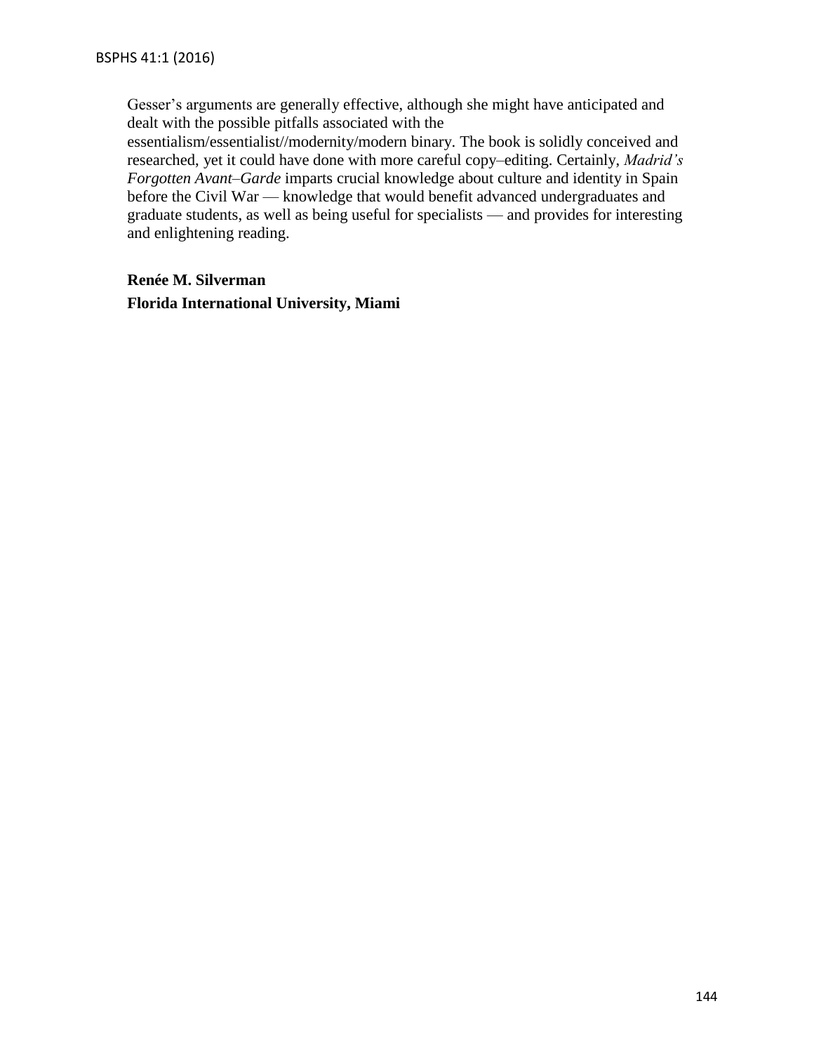Gesser's arguments are generally effective, although she might have anticipated and dealt with the possible pitfalls associated with the essentialism/essentialist//modernity/modern binary. The book is solidly conceived and researched, yet it could have done with more careful copy–editing. Certainly, *Madrid's Forgotten Avant–Garde* imparts crucial knowledge about culture and identity in Spain before the Civil War — knowledge that would benefit advanced undergraduates and graduate students, as well as being useful for specialists — and provides for interesting and enlightening reading.

**Renée M. Silverman**

**Florida International University, Miami**